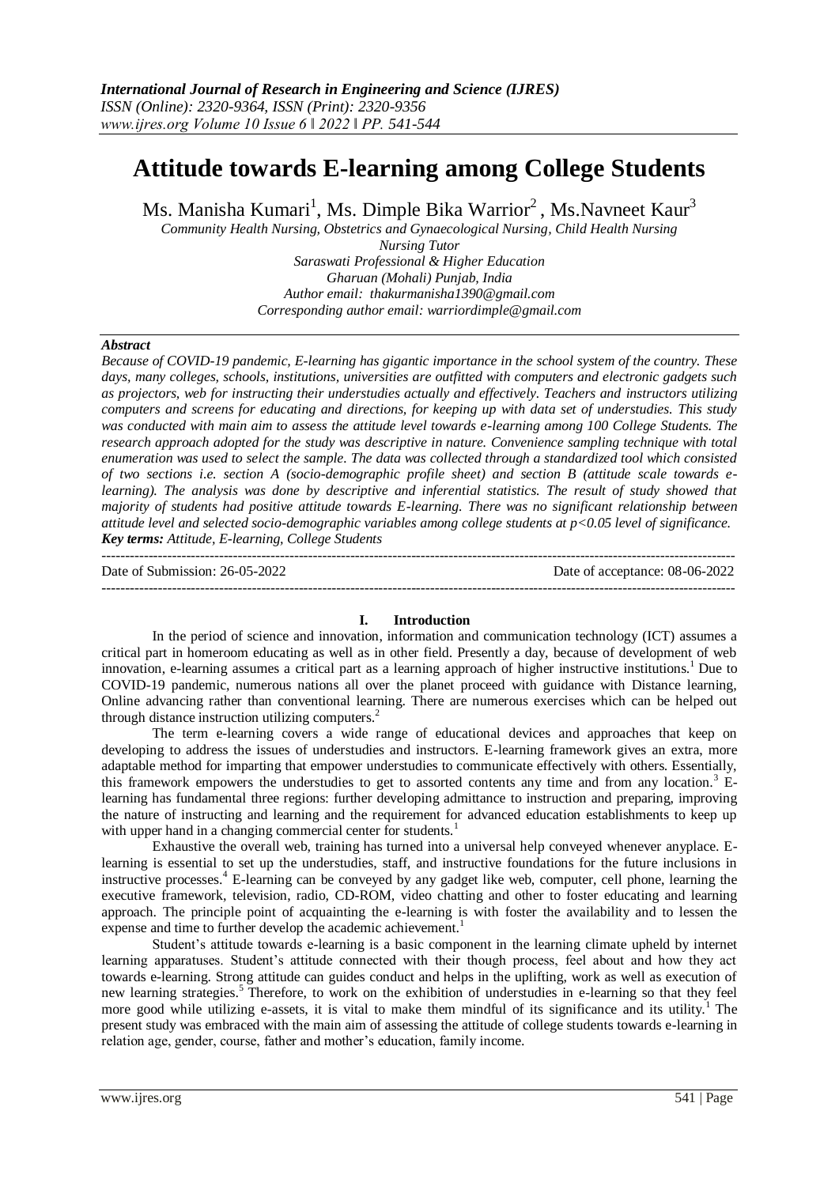# Attitude towards E-learning among College Students

Ms. Manisha Kumari[1], Ms. Dimple Bika Warrior[2] , Ms.Navneet Kaur[3]

*Community Health Nursing, Obstetrics and Gynaecological Nursing, Child Health Nursing*
*Nursing Tutor*
*Saraswati Professional & Higher Education*
*Gharuan (Mohali) Punjab, India*
*Author email: thakurmanisha1390@gmail.com*
*Corresponding author email: warriordimple@gmail.com*

### *Abstract*

*Because of COVID-19 pandemic, E-learning has gigantic importance in the school system of the country. These days, many colleges, schools, institutions, universities are outfitted with computers and electronic gadgets such as projectors, web for instructing their understudies actually and effectively. Teachers and instructors utilizing computers and screens for educating and directions, for keeping up with data set of understudies. This study was conducted with main aim to assess the attitude level towards e-learning among 100 College Students. The research approach adopted for the study was descriptive in nature. Convenience sampling technique with total enumeration was used to select the sample. The data was collected through a standardized tool which consisted of two sections i.e. section A (socio-demographic profile sheet) and section B (attitude scale towards e-learning). The analysis was done by descriptive and inferential statistics. The result of study showed that majority of students had positive attitude towards E-learning. There was no significant relationship between attitude level and selected socio-demographic variables among college students at $p<0.05$ level of significance.*

***Key terms:** Attitude, E-learning, College Students*

---

Date of Submission: 26-05-2022 Date of acceptance: 08-06-2022

---

## I. Introduction

In the period of science and innovation, information and communication technology (ICT) assumes a critical part in homeroom educating as well as in other field. Presently a day, because of development of web innovation, e-learning assumes a critical part as a learning approach of higher instructive institutions.[1] Due to COVID-19 pandemic, numerous nations all over the planet proceed with guidance with Distance learning, Online advancing rather than conventional learning. There are numerous exercises which can be helped out through distance instruction utilizing computers.[2]

The term e-learning covers a wide range of educational devices and approaches that keep on developing to address the issues of understudies and instructors. E-learning framework gives an extra, more adaptable method for imparting that empower understudies to communicate effectively with others. Essentially, this framework empowers the understudies to get to assorted contents any time and from any location.[3] E-learning has fundamental three regions: further developing admittance to instruction and preparing, improving the nature of instructing and learning and the requirement for advanced education establishments to keep up with upper hand in a changing commercial center for students.[1]

Exhaustive the overall web, training has turned into a universal help conveyed whenever anyplace. E-learning is essential to set up the understudies, staff, and instructive foundations for the future inclusions in instructive processes.[4] E-learning can be conveyed by any gadget like web, computer, cell phone, learning the executive framework, television, radio, CD-ROM, video chatting and other to foster educating and learning approach. The principle point of acquainting the e-learning is with foster the availability and to lessen the expense and time to further develop the academic achievement.[1]

Student's attitude towards e-learning is a basic component in the learning climate upheld by internet learning apparatuses. Student's attitude connected with their though process, feel about and how they act towards e-learning. Strong attitude can guides conduct and helps in the uplifting, work as well as execution of new learning strategies.[5] Therefore, to work on the exhibition of understudies in e-learning so that they feel more good while utilizing e-assets, it is vital to make them mindful of its significance and its utility.[1] The present study was embraced with the main aim of assessing the attitude of college students towards e-learning in relation age, gender, course, father and mother's education, family income.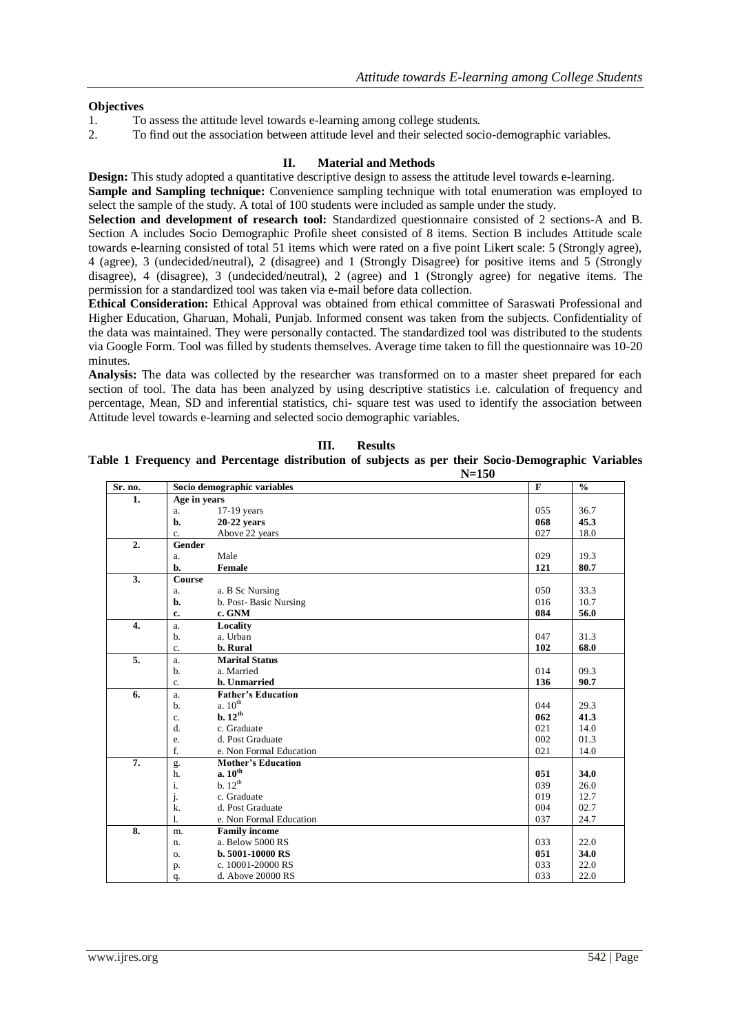**Objectives**

1. To assess the attitude level towards e-learning among college students.
2. To find out the association between attitude level and their selected socio-demographic variables.

## II. Material and Methods

**Design:** This study adopted a quantitative descriptive design to assess the attitude level towards e-learning.

**Sample and Sampling technique:** Convenience sampling technique with total enumeration was employed to select the sample of the study. A total of 100 students were included as sample under the study.

**Selection and development of research tool:** Standardized questionnaire consisted of 2 sections-A and B. Section A includes Socio Demographic Profile sheet consisted of 8 items. Section B includes Attitude scale towards e-learning consisted of total 51 items which were rated on a five point Likert scale: 5 (Strongly agree), 4 (agree), 3 (undecided/neutral), 2 (disagree) and 1 (Strongly Disagree) for positive items and 5 (Strongly disagree), 4 (disagree), 3 (undecided/neutral), 2 (agree) and 1 (Strongly agree) for negative items. The permission for a standardized tool was taken via e-mail before data collection.

**Ethical Consideration:** Ethical Approval was obtained from ethical committee of Saraswati Professional and Higher Education, Gharuan, Mohali, Punjab. Informed consent was taken from the subjects. Confidentiality of the data was maintained. They were personally contacted. The standardized tool was distributed to the students via Google Form. Tool was filled by students themselves. Average time taken to fill the questionnaire was 10-20 minutes.

**Analysis:** The data was collected by the researcher was transformed on to a master sheet prepared for each section of tool. The data has been analyzed by using descriptive statistics i.e. calculation of frequency and percentage, Mean, SD and inferential statistics, chi- square test was used to identify the association between Attitude level towards e-learning and selected socio demographic variables.

## III. Results

**Table 1 Frequency and Percentage distribution of subjects as per their Socio-Demographic Variables**

**N=150**

| Sr. no. | | Socio demographic variables | F | % |
|---|---|---|---|---|
| **1.** | **Age in years** | | | |
| | a. | 17-19 years | 055 | 36.7 |
| | **b.** | **20-22 years** | **068** | **45.3** |
| | c. | Above 22 years | 027 | 18.0 |
| **2.** | **Gender** | | | |
| | a. | Male | 029 | 19.3 |
| | **b.** | **Female** | **121** | **80.7** |
| **3.** | **Course** | | | |
| | a. | a. B Sc Nursing | 050 | 33.3 |
| | **b.** | b. Post- Basic Nursing | 016 | 10.7 |
| | **c.** | **c. GNM** | **084** | **56.0** |
| **4.** | a. | **Locality** | | |
| | b. | a. Urban | 047 | 31.3 |
| | c. | **b. Rural** | **102** | **68.0** |
| **5.** | a. | **Marital Status** | | |
| | b. | a. Married | 014 | 09.3 |
| | c. | **b. Unmarried** | **136** | **90.7** |
| **6.** | a. | **Father's Education** | | |
| | b. | a. $10^{th}$ | 044 | 29.3 |
| | c. | **b. $12^{th}$** | **062** | **41.3** |
| | d. | c. Graduate | 021 | 14.0 |
| | e. | d. Post Graduate | 002 | 01.3 |
| | f. | e. Non Formal Education | 021 | 14.0 |
| **7.** | g. | **Mother's Education** | | |
| | h. | **a. $10^{th}$** | **051** | **34.0** |
| | i. | b. $12^{th}$ | 039 | 26.0 |
| | j. | c. Graduate | 019 | 12.7 |
| | k. | d. Post Graduate | 004 | 02.7 |
| | l. | e. Non Formal Education | 037 | 24.7 |
| **8.** | m. | **Family income** | | |
| | n. | a. Below 5000 RS | 033 | 22.0 |
| | o. | **b. 5001-10000 RS** | **051** | **34.0** |
| | p. | c. 10001-20000 RS | 033 | 22.0 |
| | q. | d. Above 20000 RS | 033 | 22.0 |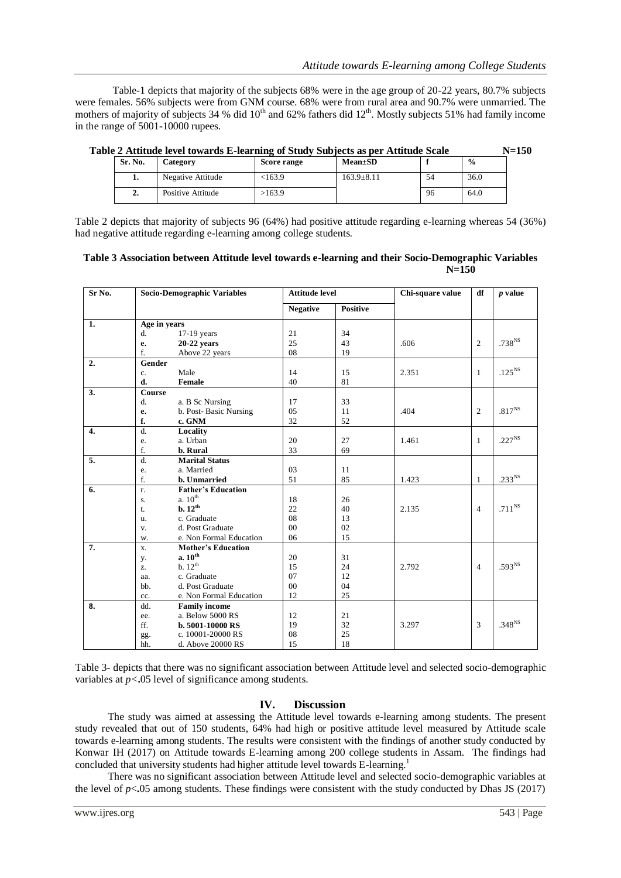Table-1 depicts that majority of the subjects 68% were in the age group of 20-22 years, 80.7% subjects were females. 56% subjects were from GNM course. 68% were from rural area and 90.7% were unmarried. The mothers of majority of subjects 34 % did 10th and 62% fathers did 12th. Mostly subjects 51% had family income in the range of 5001-10000 rupees.

**Table 2 Attitude level towards E-learning of Study Subjects as per Attitude Scale N=150**

| Sr. No. | Category | Score range | Mean±SD | f | % |
|---|---|---|---|---|---|
| 1. | Negative Attitude | <163.9 | 163.9±8.11 | 54 | 36.0 |
| 2. | Positive Attitude | >163.9 | | 96 | 64.0 |

Table 2 depicts that majority of subjects 96 (64%) had positive attitude regarding e-learning whereas 54 (36%) had negative attitude regarding e-learning among college students.

**Table 3 Association between Attitude level towards e-learning and their Socio-Demographic Variables N=150**

| Sr No. | Socio-Demographic Variables | | Attitude level | | Chi-square value | df | *p* value |
|---|---|---|---|---|---|---|---|
| | | | Negative | Positive | | | |
| 1. | Age in years | | | | | | |
| | d. | 17-19 years | 21 | 34 | | | |
| | e. | **20-22 years** | 25 | 43 | .606 | 2 | .738^NS |
| | f. | Above 22 years | 08 | 19 | | | |
| 2. | Gender | | | | | | |
| | c. | Male | 14 | 15 | 2.351 | 1 | .125^NS |
| | d. | **Female** | 40 | 81 | | | |
| 3. | Course | | | | | | |
| | d. | a. B Sc Nursing | 17 | 33 | | | |
| | e. | b. Post- Basic Nursing | 05 | 11 | .404 | 2 | .817^NS |
| | f. | **c. GNM** | 32 | 52 | | | |
| 4. | d. | **Locality** | | | | | |
| | e. | a. Urban | 20 | 27 | 1.461 | 1 | .227^NS |
| | f. | **b. Rural** | 33 | 69 | | | |
| 5. | d. | **Marital Status** | | | | | |
| | e. | a. Married | 03 | 11 | | | |
| | f. | **b. Unmarried** | 51 | 85 | 1.423 | 1 | .233^NS |
| 6. | r. | **Father's Education** | | | | | |
| | s. | a. 10th | 18 | 26 | | | |
| | t. | **b. 12th** | 22 | 40 | 2.135 | 4 | .711^NS |
| | u. | c. Graduate | 08 | 13 | | | |
| | v. | d. Post Graduate | 00 | 02 | | | |
| | w. | e. Non Formal Education | 06 | 15 | | | |
| 7. | x. | **Mother's Education** | | | | | |
| | y. | **a. 10th** | 20 | 31 | | | |
| | z. | b. 12th | 15 | 24 | 2.792 | 4 | .593^NS |
| | aa. | c. Graduate | 07 | 12 | | | |
| | bb. | d. Post Graduate | 00 | 04 | | | |
| | cc. | e. Non Formal Education | 12 | 25 | | | |
| 8. | dd. | **Family income** | | | | | |
| | ee. | a. Below 5000 RS | 12 | 21 | | | |
| | ff. | **b. 5001-10000 RS** | 19 | 32 | 3.297 | 3 | .348^NS |
| | gg. | c. 10001-20000 RS | 08 | 25 | | | |
| | hh. | d. Above 20000 RS | 15 | 18 | | | |

Table 3- depicts that there was no significant association between Attitude level and selected socio-demographic variables at $p<.05$ level of significance among students.

## IV. Discussion

The study was aimed at assessing the Attitude level towards e-learning among students. The present study revealed that out of 150 students, 64% had high or positive attitude level measured by Attitude scale towards e-learning among students. The results were consistent with the findings of another study conducted by Konwar IH (2017) on Attitude towards E-learning among 200 college students in Assam. The findings had concluded that university students had higher attitude level towards E-learning.[1]

There was no significant association between Attitude level and selected socio-demographic variables at the level of $p<.05$ among students. These findings were consistent with the study conducted by Dhas JS (2017)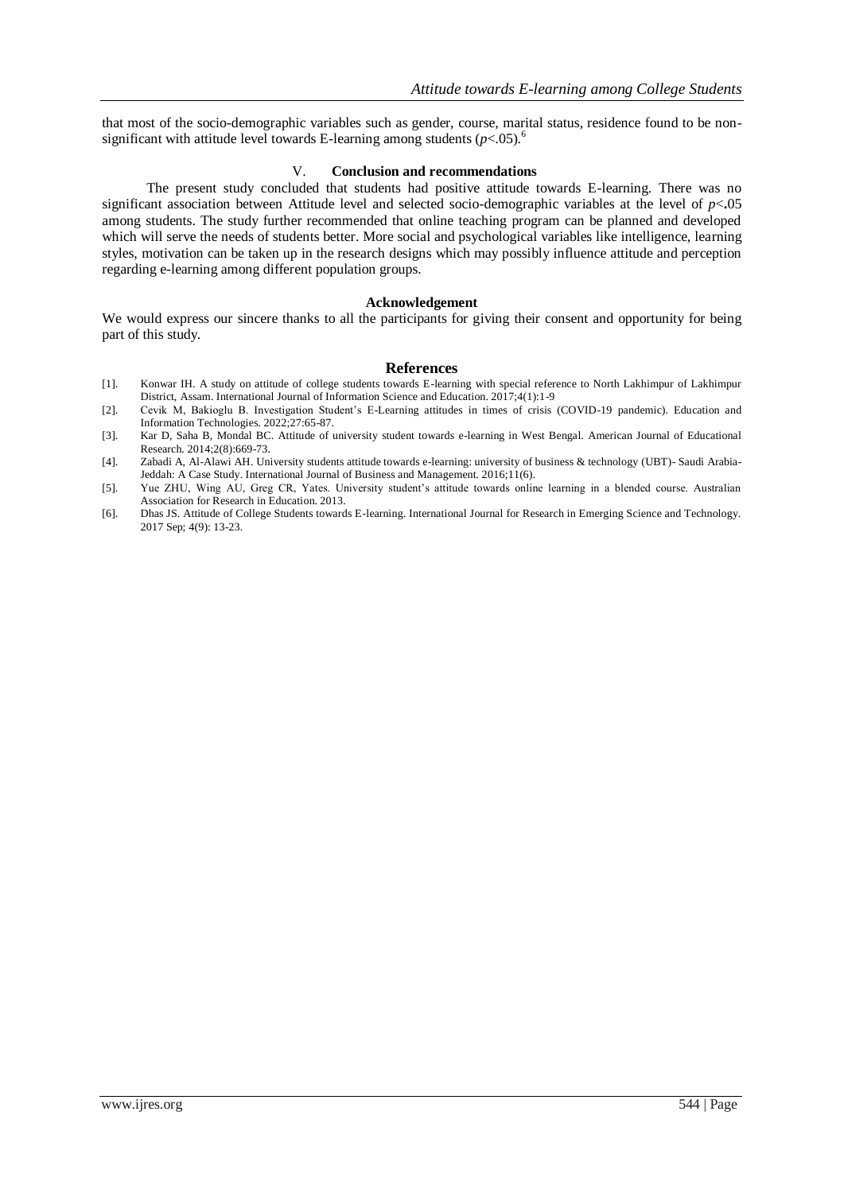that most of the socio-demographic variables such as gender, course, marital status, residence found to be non-significant with attitude level towards E-learning among students ($p$<.05).[6]

## V. Conclusion and recommendations

The present study concluded that students had positive attitude towards E-learning. There was no significant association between Attitude level and selected socio-demographic variables at the level of $p$<.05 among students. The study further recommended that online teaching program can be planned and developed which will serve the needs of students better. More social and psychological variables like intelligence, learning styles, motivation can be taken up in the research designs which may possibly influence attitude and perception regarding e-learning among different population groups.

### Acknowledgement

We would express our sincere thanks to all the participants for giving their consent and opportunity for being part of this study.

## References

[1]. Konwar IH. A study on attitude of college students towards E-learning with special reference to North Lakhimpur of Lakhimpur District, Assam. International Journal of Information Science and Education. 2017;4(1):1-9

[2]. Cevik M, Bakioglu B. Investigation Student's E-Learning attitudes in times of crisis (COVID-19 pandemic). Education and Information Technologies. 2022;27:65-87.

[3]. Kar D, Saha B, Mondal BC. Attitude of university student towards e-learning in West Bengal. American Journal of Educational Research. 2014;2(8):669-73.

[4]. Zabadi A, Al-Alawi AH. University students attitude towards e-learning: university of business & technology (UBT)- Saudi Arabia-Jeddah: A Case Study. International Journal of Business and Management. 2016;11(6).

[5]. Yue ZHU, Wing AU, Greg CR, Yates. University student's attitude towards online learning in a blended course. Australian Association for Research in Education. 2013.

[6]. Dhas JS. Attitude of College Students towards E-learning. International Journal for Research in Emerging Science and Technology. 2017 Sep; 4(9): 13-23.